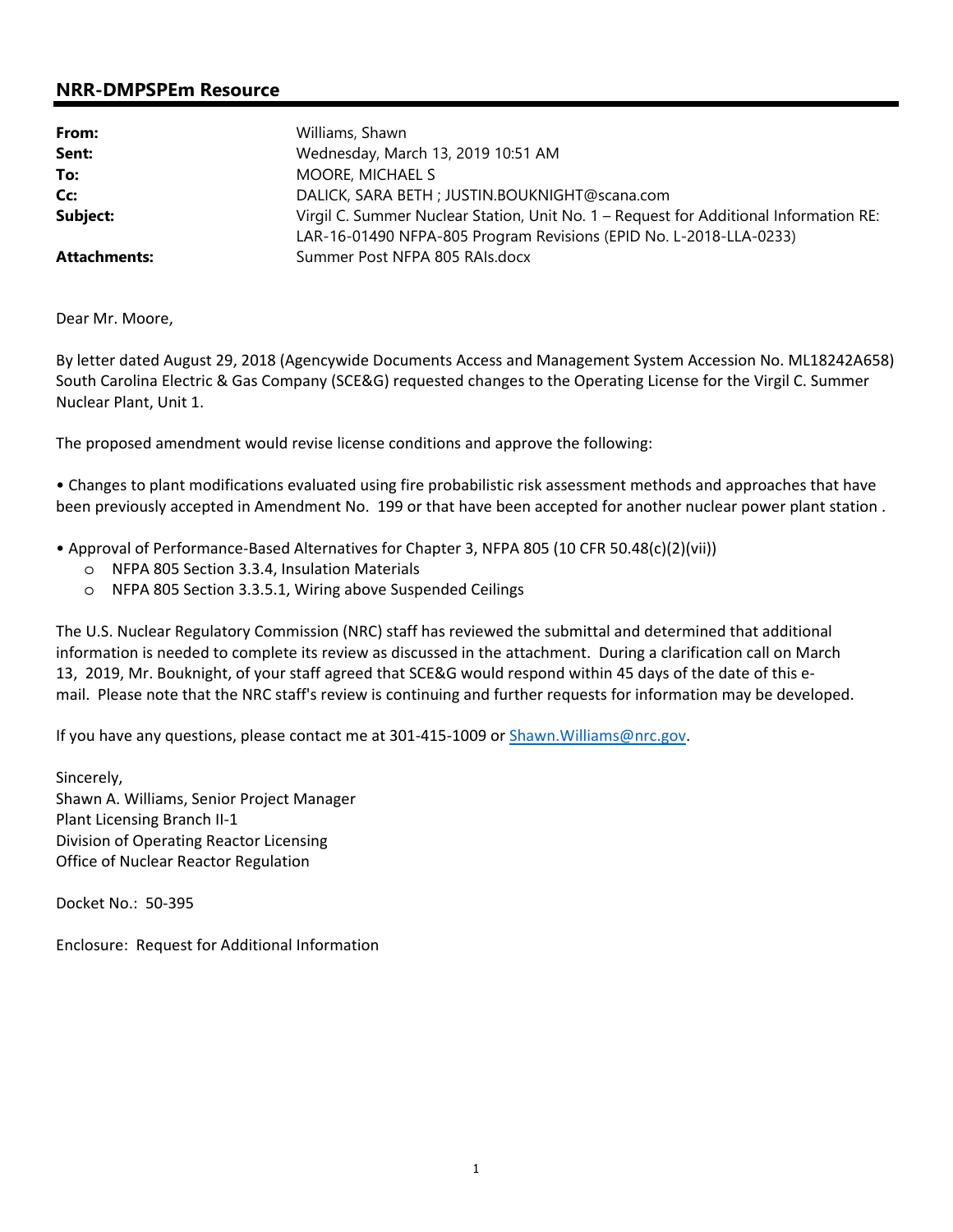## NRR-DMPSPEm Resource

| | |
|---|---|
| **From:** | Williams, Shawn |
| **Sent:** | Wednesday, March 13, 2019 10:51 AM |
| **To:** | MOORE, MICHAEL S |
| **Cc:** | DALICK, SARA BETH ; JUSTIN.BOUKNIGHT@scana.com |
| **Subject:** | Virgil C. Summer Nuclear Station, Unit No. 1 – Request for Additional Information RE: LAR-16-01490 NFPA-805 Program Revisions (EPID No. L-2018-LLA-0233) |
| **Attachments:** | Summer Post NFPA 805 RAIs.docx |

Dear Mr. Moore,

By letter dated August 29, 2018 (Agencywide Documents Access and Management System Accession No. ML18242A658) South Carolina Electric & Gas Company (SCE&G) requested changes to the Operating License for the Virgil C. Summer Nuclear Plant, Unit 1.

The proposed amendment would revise license conditions and approve the following:

- Changes to plant modifications evaluated using fire probabilistic risk assessment methods and approaches that have been previously accepted in Amendment No. 199 or that have been accepted for another nuclear power plant station .

- Approval of Performance-Based Alternatives for Chapter 3, NFPA 805 (10 CFR 50.48(c)(2)(vii))
  - NFPA 805 Section 3.3.4, Insulation Materials
  - NFPA 805 Section 3.3.5.1, Wiring above Suspended Ceilings

The U.S. Nuclear Regulatory Commission (NRC) staff has reviewed the submittal and determined that additional information is needed to complete its review as discussed in the attachment. During a clarification call on March 13, 2019, Mr. Bouknight, of your staff agreed that SCE&G would respond within 45 days of the date of this e-mail. Please note that the NRC staff's review is continuing and further requests for information may be developed.

If you have any questions, please contact me at 301-415-1009 or Shawn.Williams@nrc.gov.

Sincerely,
Shawn A. Williams, Senior Project Manager
Plant Licensing Branch II-1
Division of Operating Reactor Licensing
Office of Nuclear Reactor Regulation

Docket No.: 50-395

Enclosure: Request for Additional Information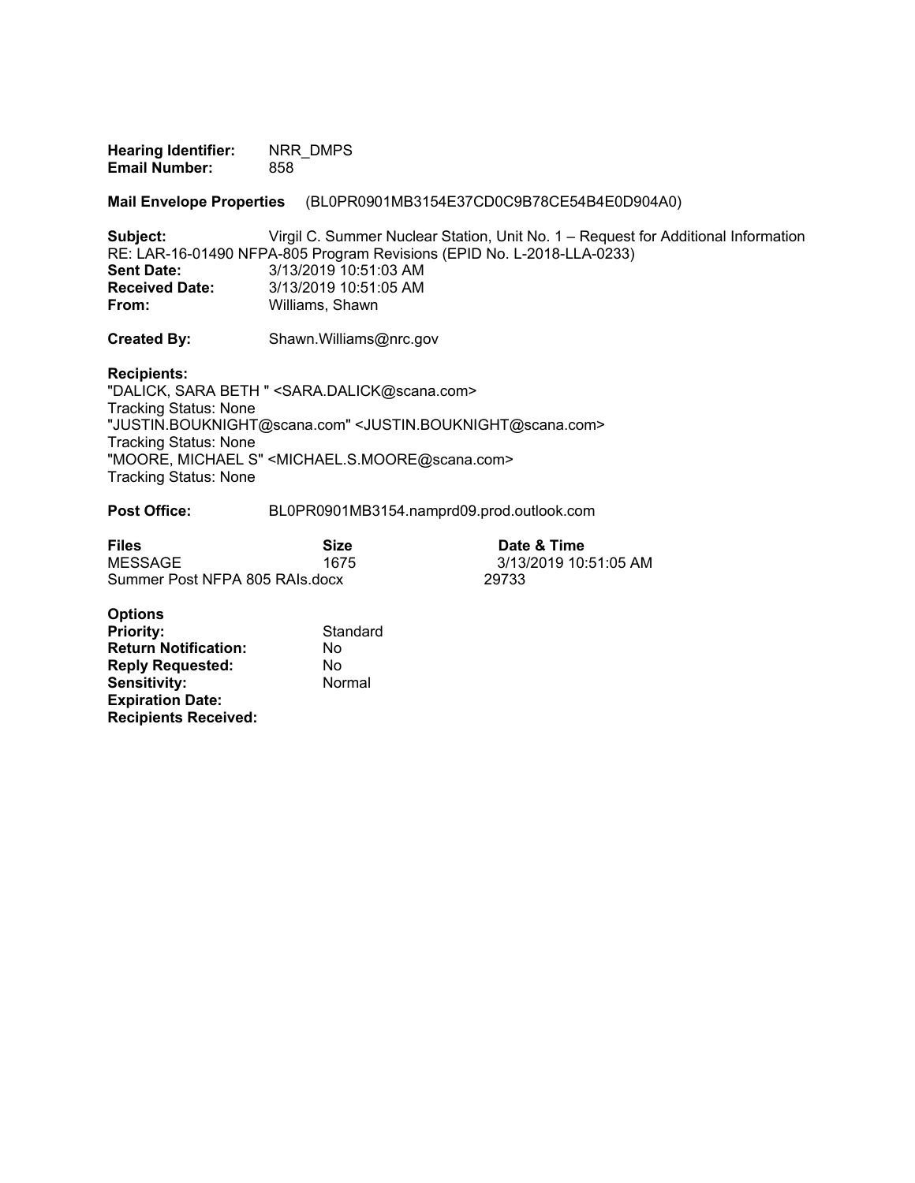**Hearing Identifier:** NRR_DMPS
**Email Number:** 858

**Mail Envelope Properties** (BL0PR0901MB3154E37CD0C9B78CE54B4E0D904A0)

**Subject:** Virgil C. Summer Nuclear Station, Unit No. 1 – Request for Additional Information RE: LAR-16-01490 NFPA-805 Program Revisions (EPID No. L-2018-LLA-0233)
**Sent Date:** 3/13/2019 10:51:03 AM
**Received Date:** 3/13/2019 10:51:05 AM
**From:** Williams, Shawn

**Created By:** Shawn.Williams@nrc.gov

**Recipients:**
"DALICK, SARA BETH " <SARA.DALICK@scana.com>
Tracking Status: None
"JUSTIN.BOUKNIGHT@scana.com" <JUSTIN.BOUKNIGHT@scana.com>
Tracking Status: None
"MOORE, MICHAEL S" <MICHAEL.S.MOORE@scana.com>
Tracking Status: None

**Post Office:** BL0PR0901MB3154.namprd09.prod.outlook.com

| **Files** | **Size** | **Date & Time** |
|---|---|---|
| MESSAGE | 1675 | 3/13/2019 10:51:05 AM |
| Summer Post NFPA 805 RAIs.docx | 29733 | |

**Options**
**Priority:** Standard
**Return Notification:** No
**Reply Requested:** No
**Sensitivity:** Normal
**Expiration Date:**
**Recipients Received:**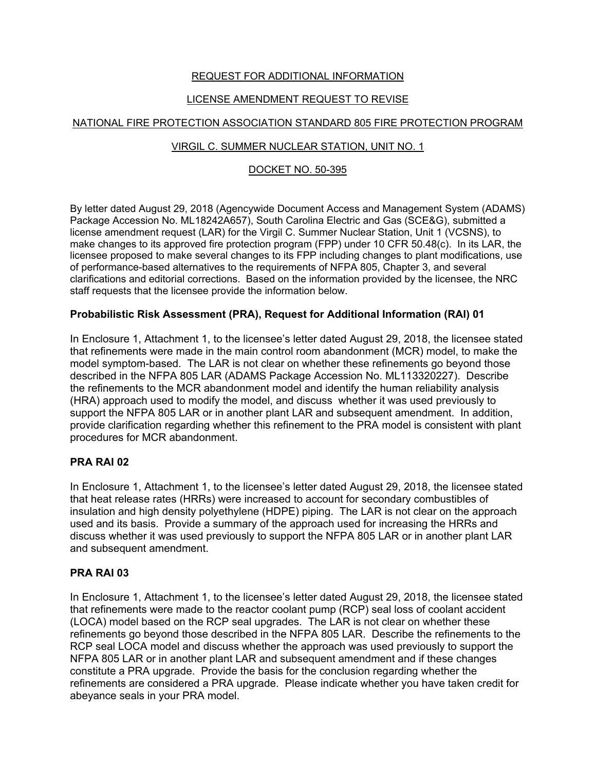REQUEST FOR ADDITIONAL INFORMATION

LICENSE AMENDMENT REQUEST TO REVISE

NATIONAL FIRE PROTECTION ASSOCIATION STANDARD 805 FIRE PROTECTION PROGRAM

VIRGIL C. SUMMER NUCLEAR STATION, UNIT NO. 1

DOCKET NO. 50-395

By letter dated August 29, 2018 (Agencywide Document Access and Management System (ADAMS) Package Accession No. ML18242A657), South Carolina Electric and Gas (SCE&G), submitted a license amendment request (LAR) for the Virgil C. Summer Nuclear Station, Unit 1 (VCSNS), to make changes to its approved fire protection program (FPP) under 10 CFR 50.48(c). In its LAR, the licensee proposed to make several changes to its FPP including changes to plant modifications, use of performance-based alternatives to the requirements of NFPA 805, Chapter 3, and several clarifications and editorial corrections. Based on the information provided by the licensee, the NRC staff requests that the licensee provide the information below.

**Probabilistic Risk Assessment (PRA), Request for Additional Information (RAI) 01**

In Enclosure 1, Attachment 1, to the licensee's letter dated August 29, 2018, the licensee stated that refinements were made in the main control room abandonment (MCR) model, to make the model symptom-based. The LAR is not clear on whether these refinements go beyond those described in the NFPA 805 LAR (ADAMS Package Accession No. ML113320227). Describe the refinements to the MCR abandonment model and identify the human reliability analysis (HRA) approach used to modify the model, and discuss whether it was used previously to support the NFPA 805 LAR or in another plant LAR and subsequent amendment. In addition, provide clarification regarding whether this refinement to the PRA model is consistent with plant procedures for MCR abandonment.

**PRA RAI 02**

In Enclosure 1, Attachment 1, to the licensee's letter dated August 29, 2018, the licensee stated that heat release rates (HRRs) were increased to account for secondary combustibles of insulation and high density polyethylene (HDPE) piping. The LAR is not clear on the approach used and its basis. Provide a summary of the approach used for increasing the HRRs and discuss whether it was used previously to support the NFPA 805 LAR or in another plant LAR and subsequent amendment.

**PRA RAI 03**

In Enclosure 1, Attachment 1, to the licensee's letter dated August 29, 2018, the licensee stated that refinements were made to the reactor coolant pump (RCP) seal loss of coolant accident (LOCA) model based on the RCP seal upgrades. The LAR is not clear on whether these refinements go beyond those described in the NFPA 805 LAR. Describe the refinements to the RCP seal LOCA model and discuss whether the approach was used previously to support the NFPA 805 LAR or in another plant LAR and subsequent amendment and if these changes constitute a PRA upgrade. Provide the basis for the conclusion regarding whether the refinements are considered a PRA upgrade. Please indicate whether you have taken credit for abeyance seals in your PRA model.